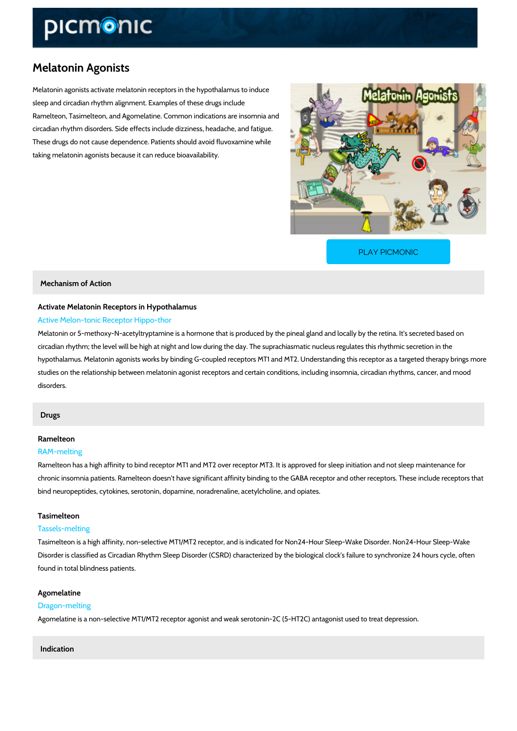# Melatonin Agonists

Melatonin agonists activate melatonin receptors in the hypothalamus to induce sleep and circadian rhythm alignment. Examples of these drugs include Ramelteon, Tasimelteon, and Agomelatine. Common indications are insomnia and circadian rhythm disorders. Side effects include dizziness, headache, and fatigue. These drugs do not cause dependence. Patients should avoid fluvoxamine while taking melatonin agonists because it can reduce bioavailability.

PLAY PICMONIC

## Mechanism of Action

### Activate Melatonin Receptors in Hypothalamus

Active Melon-tonic Receptor Hippo-thor

Melatonin or 5-methoxy-N-acetyltryptamine is a hormone that is produced by the pineal gland and locally by the retina. It's secreted based on circadian rhythm; the level will be high at night and low during the day. The suprachiasmatic nucleus regulates this rhythmic secretion in the hypothalamus. Melatonin agonists works by binding G-coupled receptors MT1 and MT2. Understanding this receptor as a targeted therapy brings more studies on the relationship between melatonin agonist receptors and certain conditions, including insomnia, circadian rhythms, cancer, and mood disorders.

## Drugs

### Ramelteon

RAM-melting

Ramelteon has a high affinity to bind receptor MT1 and MT2 over receptor MT3. It is approved for sleep initiation and not sleep maintenance for chronic insomnia patients. Ramelteon doesn't have significant affinity binding to the GABA receptor and other receptors. These include receptors that bind neuropeptides, cytokines, serotonin, dopamine, noradrenaline, acetylcholine, and opiates.

### Tasimelteon

Tassels-melting

Tasimelteon is a high affinity, non-selective MT1/MT2 receptor, and is indicated for Non24-Hour Sleep-Wake Disorder. Non24-Hour Sleep-Wake Disorder is classified as Circadian Rhythm Sleep Disorder (CSRD) characterized by the biological clock's failure to synchronize 24 hours cycle, often found in total blindness patients.

### Agomelatine

Dragon-melting

Agomelatine is a non-selective MT1/MT2 receptor agonist and weak serotonin-2C (5-HT2C) antagonist used to treat depression.

## Indication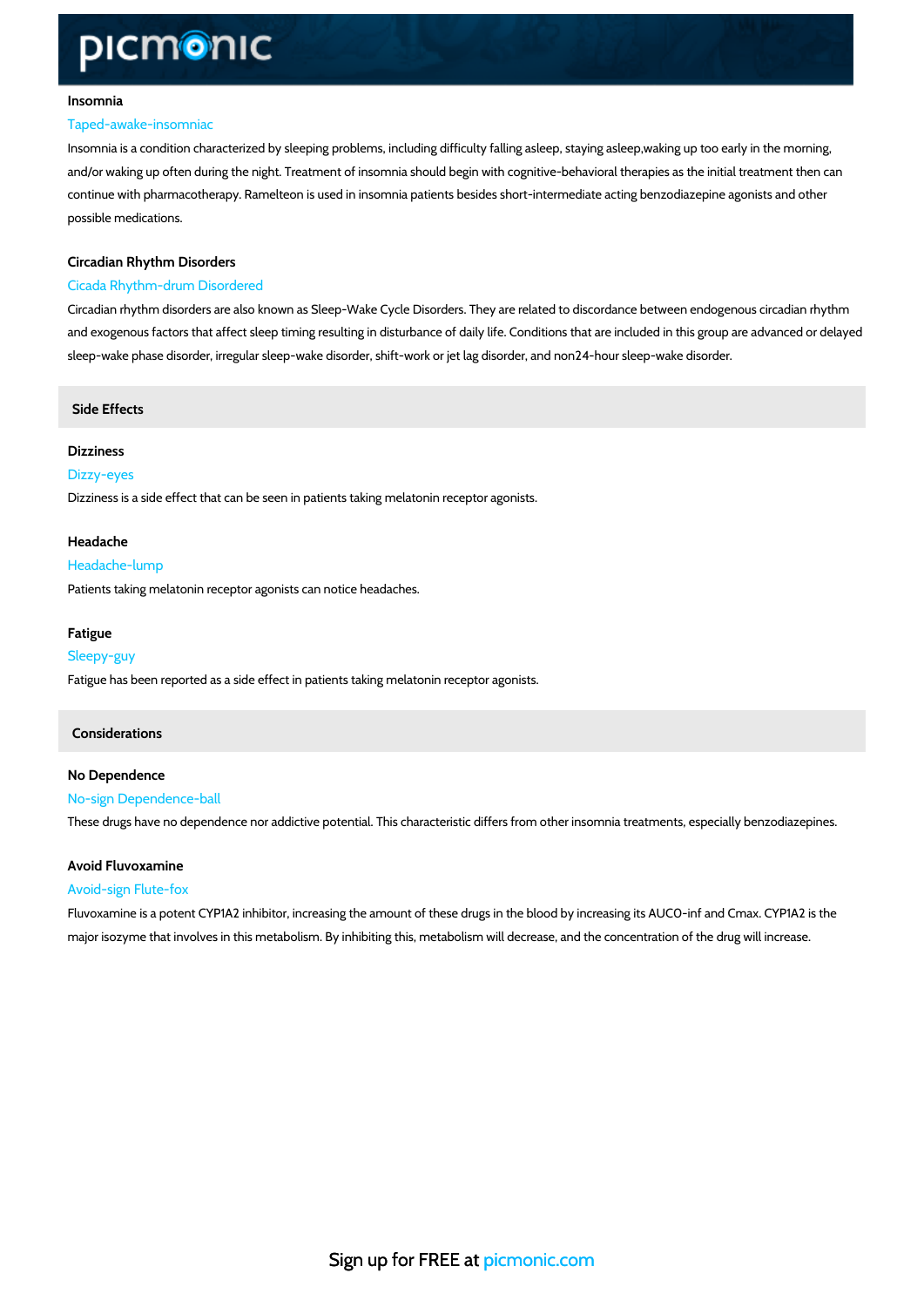### Insomnia

Taped-awake-insomniac

Insomnia is a condition characterized by sleeping problems, including difficulty falling asleep, staying asleep,waking up too early in the morning, and/or waking up often during the night. Treatment of insomnia should begin with cognitive-behavioral therapies as the initial treatment then can continue with pharmacotherapy. Ramelteon is used in insomnia patients besides short-intermediate acting benzodiazepine agonists and other possible medications.

### Circadian Rhythm Disorders

Cicada Rhythm-drum Disordered

Circadian rhythm disorders are also known as Sleep-Wake Cycle Disorders. They are related to discordance between endogenous circadian rhythm and exogenous factors that affect sleep timing resulting in disturbance of daily life. Conditions that are included in this group are advanced or delayed sleep-wake phase disorder, irregular sleep-wake disorder, shift-work or jet lag disorder, and non24-hour sleep-wake disorder.

## Side Effects

### Dizziness

Dizzy-eyes

Dizziness is a side effect that can be seen in patients taking melatonin receptor agonists.

### Headache

Headache-lump

Patients taking melatonin receptor agonists can notice headaches.

### Fatigue

Sleepy-guy

Fatigue has been reported as a side effect in patients taking melatonin receptor agonists.

## Considerations

### No Dependence

No-sign Dependence-ball

These drugs have no dependence nor addictive potential. This characteristic differs from other insomnia treatments, especially benzodiazepines.

### Avoid Fluvoxamine

Avoid-sign Flute-fox

Fluvoxamine is a potent CYP1A2 inhibitor, increasing the amount of these drugs in the blood by increasing its AUC0-inf and Cmax. CYP1A2 is the major isozyme that involves in this metabolism. By inhibiting this, metabolism will decrease, and the concentration of the drug will increase.